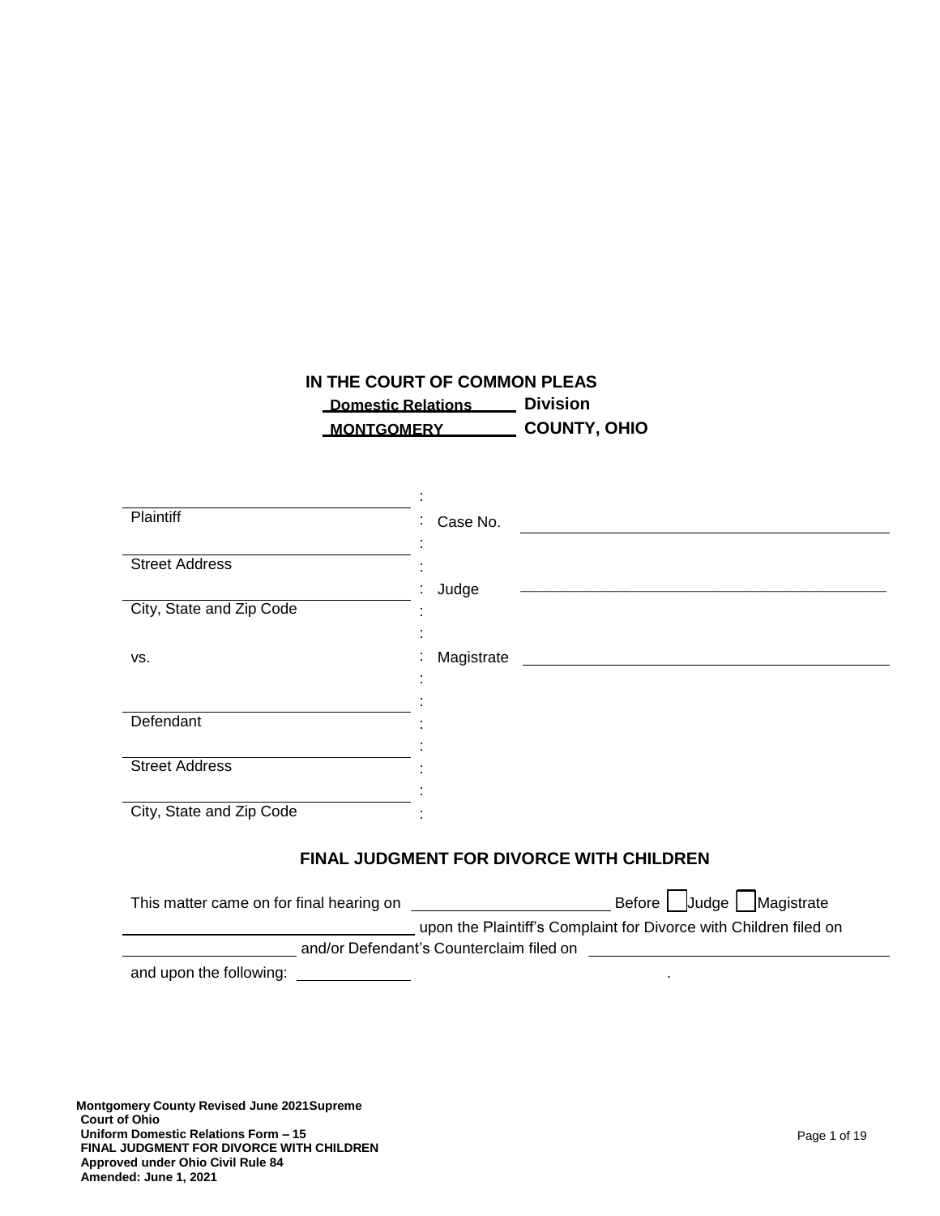**IN THE COURT OF COMMON PLEAS**
**Domestic Relations Division**
**MONTGOMERY COUNTY, OHIO**

| | | |
|---|---|---|
| ______________________ Plaintiff | : | Case No. ______________________ |
| ______________________ Street Address | : | |
| ______________________ City, State and Zip Code | : | Judge ______________________ |
| vs. | : | Magistrate ______________________ |
| ______________________ Defendant | : | |
| ______________________ Street Address | : | |
| ______________________ City, State and Zip Code | : | |

## FINAL JUDGMENT FOR DIVORCE WITH CHILDREN

This matter came on for final hearing on ______________________ Before ☐ Judge ☐ Magistrate ______________________ upon the Plaintiff's Complaint for Divorce with Children filed on ______________________ and/or Defendant's Counterclaim filed on ______________________ and upon the following: ______________________.

**Montgomery County Revised June 2021**
**Supreme Court of Ohio**
**Uniform Domestic Relations Form – 15**
**FINAL JUDGMENT FOR DIVORCE WITH CHILDREN**
**Approved under Ohio Civil Rule 84**
**Amended: June 1, 2021**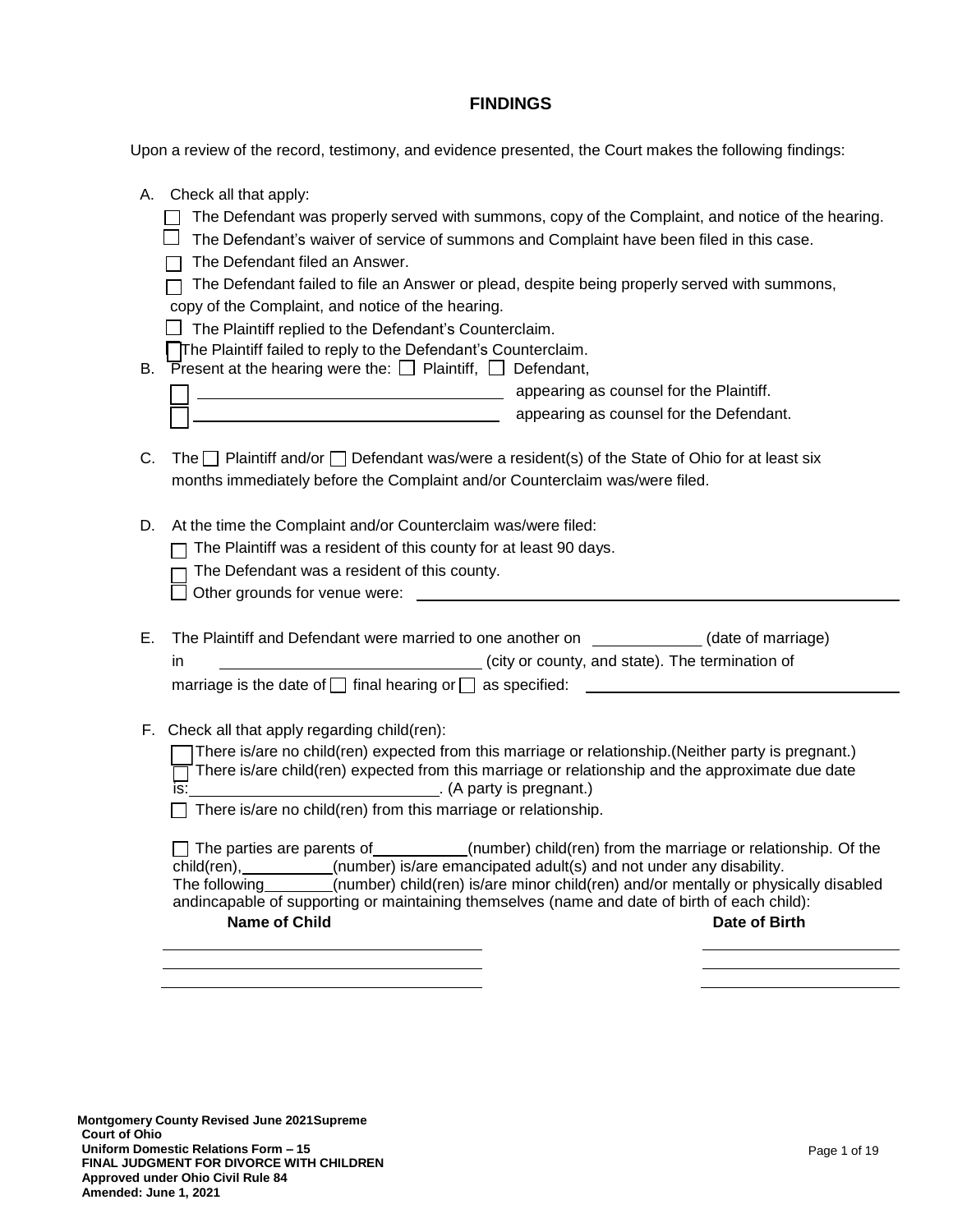## FINDINGS

Upon a review of the record, testimony, and evidence presented, the Court makes the following findings:

A. Check all that apply:

☐ The Defendant was properly served with summons, copy of the Complaint, and notice of the hearing.

☐ The Defendant's waiver of service of summons and Complaint have been filed in this case.

☐ The Defendant filed an Answer.

☐ The Defendant failed to file an Answer or plead, despite being properly served with summons, copy of the Complaint, and notice of the hearing.

☐ The Plaintiff replied to the Defendant's Counterclaim.

☐ The Plaintiff failed to reply to the Defendant's Counterclaim.

B. Present at the hearing were the: ☐ Plaintiff, ☐ Defendant,

☐ ______________________________ appearing as counsel for the Plaintiff.

☐ ______________________________ appearing as counsel for the Defendant.

C. The ☐ Plaintiff and/or ☐ Defendant was/were a resident(s) of the State of Ohio for at least six months immediately before the Complaint and/or Counterclaim was/were filed.

D. At the time the Complaint and/or Counterclaim was/were filed:

☐ The Plaintiff was a resident of this county for at least 90 days.

☐ The Defendant was a resident of this county.

☐ Other grounds for venue were: ______________________________

E. The Plaintiff and Defendant were married to one another on ____________ (date of marriage) in ______________________________ (city or county, and state). The termination of marriage is the date of ☐ final hearing or ☐ as specified: ______________________________

F. Check all that apply regarding child(ren):

☐ There is/are no child(ren) expected from this marriage or relationship.(Neither party is pregnant.)

☐ There is/are child(ren) expected from this marriage or relationship and the approximate due date is:____________________________. (A party is pregnant.)

☐ There is/are no child(ren) from this marriage or relationship.

☐ The parties are parents of__________(number) child(ren) from the marriage or relationship. Of the child(ren),__________(number) is/are emancipated adult(s) and not under any disability. The following________(number) child(ren) is/are minor child(ren) and/or mentally or physically disabled andincapable of supporting or maintaining themselves (name and date of birth of each child):

| Name of Child | Date of Birth |
|---|---|
| | |
| | |
| | |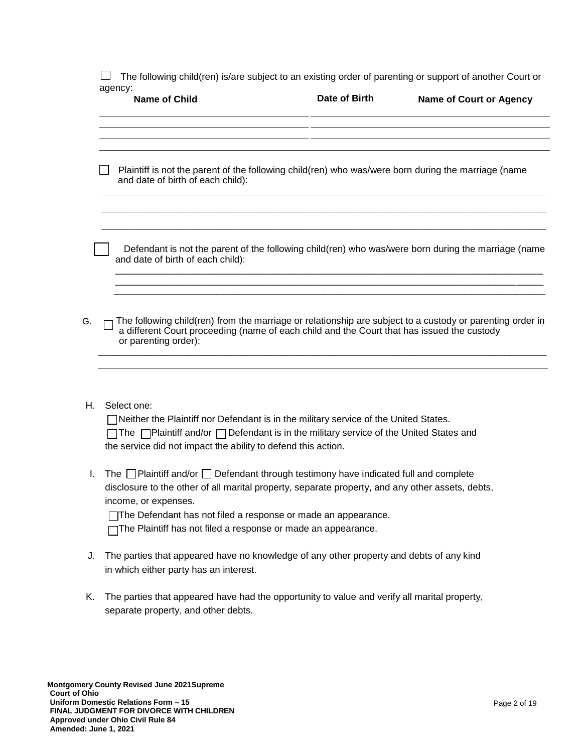☐ The following child(ren) is/are subject to an existing order of parenting or support of another Court or agency:

| Name of Child | Date of Birth | Name of Court or Agency |
| --- | --- | --- |
| | | |
| | | |
| | | |

☐ Plaintiff is not the parent of the following child(ren) who was/were born during the marriage (name and date of birth of each child):

_______________________________________________

_______________________________________________

_______________________________________________

☐ Defendant is not the parent of the following child(ren) who was/were born during the marriage (name and date of birth of each child):

_______________________________________________

_______________________________________________

_______________________________________________

G. ☐ The following child(ren) from the marriage or relationship are subject to a custody or parenting order in a different Court proceeding (name of each child and the Court that has issued the custody or parenting order):

_______________________________________________

_______________________________________________

H. Select one:

☐ Neither the Plaintiff nor Defendant is in the military service of the United States.

☐ The ☐ Plaintiff and/or ☐ Defendant is in the military service of the United States and the service did not impact the ability to defend this action.

I. The ☐ Plaintiff and/or ☐ Defendant through testimony have indicated full and complete disclosure to the other of all marital property, separate property, and any other assets, debts, income, or expenses.

☐ The Defendant has not filed a response or made an appearance.

☐ The Plaintiff has not filed a response or made an appearance.

J. The parties that appeared have no knowledge of any other property and debts of any kind in which either party has an interest.

K. The parties that appeared have had the opportunity to value and verify all marital property, separate property, and other debts.

**Montgomery County Revised June 2021 Supreme Court of Ohio**
**Uniform Domestic Relations Form – 15**
**FINAL JUDGMENT FOR DIVORCE WITH CHILDREN**
**Approved under Ohio Civil Rule 84**
**Amended: June 1, 2021**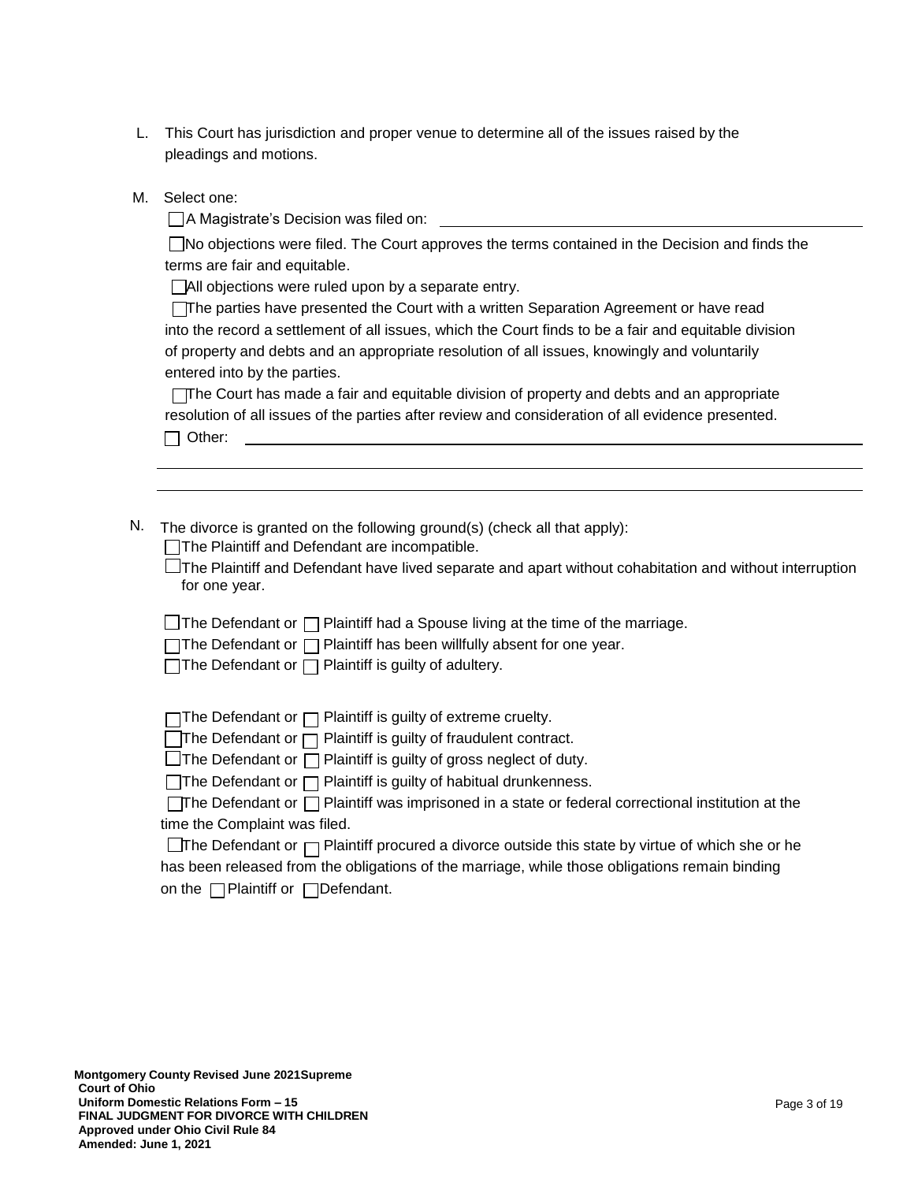L. This Court has jurisdiction and proper venue to determine all of the issues raised by the pleadings and motions.

M. Select one:

☐ A Magistrate's Decision was filed on: ______________________________

☐ No objections were filed. The Court approves the terms contained in the Decision and finds the terms are fair and equitable.

☐ All objections were ruled upon by a separate entry.

☐ The parties have presented the Court with a written Separation Agreement or have read into the record a settlement of all issues, which the Court finds to be a fair and equitable division of property and debts and an appropriate resolution of all issues, knowingly and voluntarily entered into by the parties.

☐ The Court has made a fair and equitable division of property and debts and an appropriate resolution of all issues of the parties after review and consideration of all evidence presented.

☐ Other: ______________________________________________________________

_______________________________________________________________________

_______________________________________________________________________

N. The divorce is granted on the following ground(s) (check all that apply):

☐ The Plaintiff and Defendant are incompatible.

☐ The Plaintiff and Defendant have lived separate and apart without cohabitation and without interruption for one year.

☐ The Defendant or ☐ Plaintiff had a Spouse living at the time of the marriage.

☐ The Defendant or ☐ Plaintiff has been willfully absent for one year.

☐ The Defendant or ☐ Plaintiff is guilty of adultery.

☐ The Defendant or ☐ Plaintiff is guilty of extreme cruelty.

☐ The Defendant or ☐ Plaintiff is guilty of fraudulent contract.

☐ The Defendant or ☐ Plaintiff is guilty of gross neglect of duty.

☐ The Defendant or ☐ Plaintiff is guilty of habitual drunkenness.

☐ The Defendant or ☐ Plaintiff was imprisoned in a state or federal correctional institution at the time the Complaint was filed.

☐ The Defendant or ☐ Plaintiff procured a divorce outside this state by virtue of which she or he has been released from the obligations of the marriage, while those obligations remain binding on the ☐ Plaintiff or ☐ Defendant.

**Montgomery County Revised June 2021 Supreme Court of Ohio**
**Uniform Domestic Relations Form – 15**
**FINAL JUDGMENT FOR DIVORCE WITH CHILDREN**
**Approved under Ohio Civil Rule 84**
**Amended: June 1, 2021**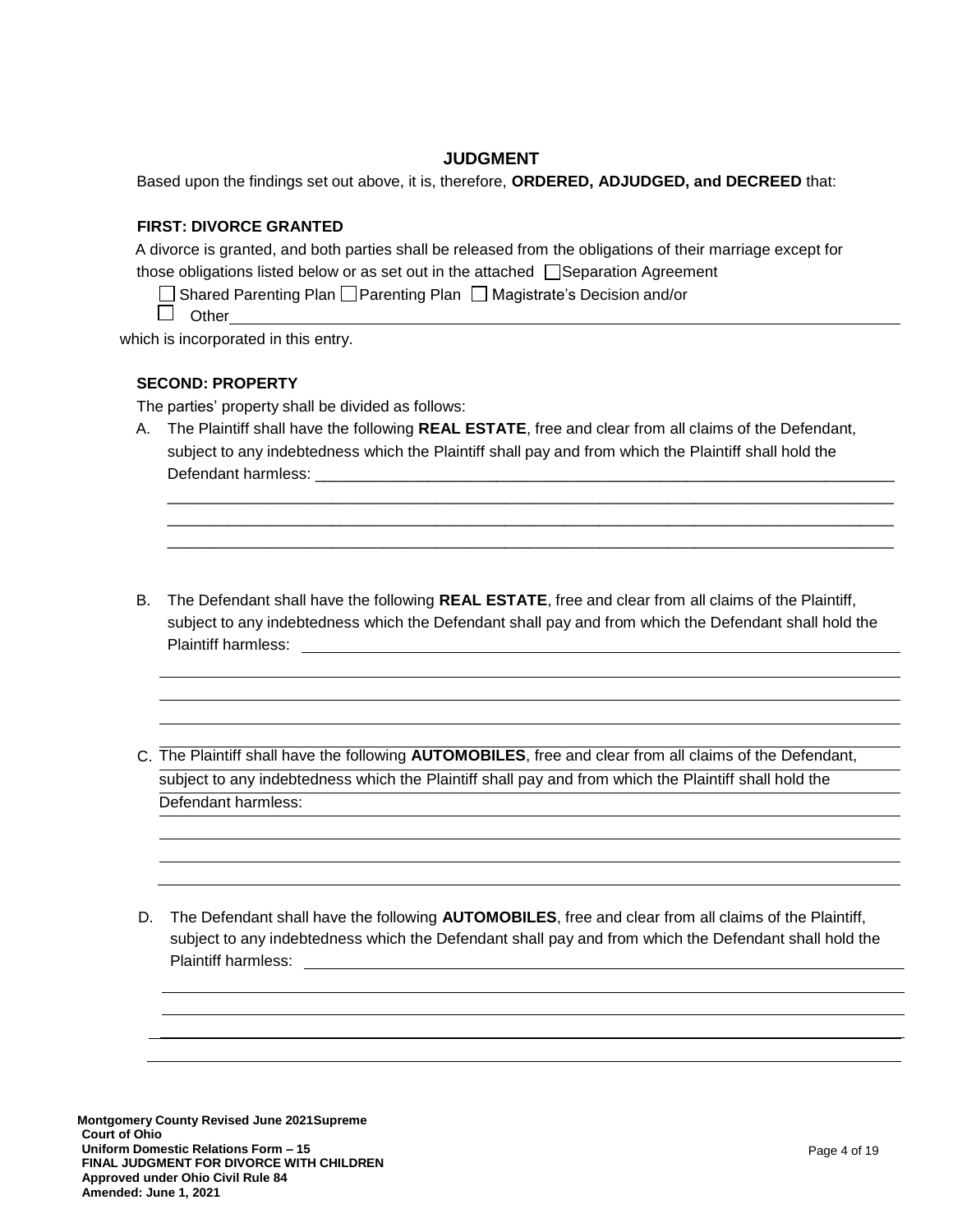## JUDGMENT

Based upon the findings set out above, it is, therefore, **ORDERED, ADJUDGED, and DECREED** that:

**FIRST: DIVORCE GRANTED**

A divorce is granted, and both parties shall be released from the obligations of their marriage except for those obligations listed below or as set out in the attached ☐ Separation Agreement

☐ Shared Parenting Plan ☐ Parenting Plan ☐ Magistrate's Decision and/or

☐ Other\_\_\_\_\_\_\_\_\_\_\_\_\_\_\_\_\_\_\_\_\_\_\_\_\_\_\_\_\_\_\_\_\_\_\_\_\_\_\_\_\_\_\_\_\_\_\_\_\_\_\_\_\_\_\_\_\_\_\_\_

which is incorporated in this entry.

**SECOND: PROPERTY**

The parties' property shall be divided as follows:

A. The Plaintiff shall have the following **REAL ESTATE**, free and clear from all claims of the Defendant, subject to any indebtedness which the Plaintiff shall pay and from which the Plaintiff shall hold the Defendant harmless: \_\_\_\_\_\_\_\_\_\_\_\_\_\_\_\_\_\_\_\_\_\_\_\_\_\_\_\_\_\_\_\_\_\_\_\_\_\_\_\_\_\_\_\_\_\_\_\_\_\_\_\_\_\_\_\_\_\_\_\_

\_\_\_\_\_\_\_\_\_\_\_\_\_\_\_\_\_\_\_\_\_\_\_\_\_\_\_\_\_\_\_\_\_\_\_\_\_\_\_\_\_\_\_\_\_\_\_\_\_\_\_\_\_\_\_\_\_\_\_\_\_\_\_\_\_\_\_\_\_\_\_\_\_\_\_\_\_\_

\_\_\_\_\_\_\_\_\_\_\_\_\_\_\_\_\_\_\_\_\_\_\_\_\_\_\_\_\_\_\_\_\_\_\_\_\_\_\_\_\_\_\_\_\_\_\_\_\_\_\_\_\_\_\_\_\_\_\_\_\_\_\_\_\_\_\_\_\_\_\_\_\_\_\_\_\_\_

\_\_\_\_\_\_\_\_\_\_\_\_\_\_\_\_\_\_\_\_\_\_\_\_\_\_\_\_\_\_\_\_\_\_\_\_\_\_\_\_\_\_\_\_\_\_\_\_\_\_\_\_\_\_\_\_\_\_\_\_\_\_\_\_\_\_\_\_\_\_\_\_\_\_\_\_\_\_

B. The Defendant shall have the following **REAL ESTATE**, free and clear from all claims of the Plaintiff, subject to any indebtedness which the Defendant shall pay and from which the Defendant shall hold the Plaintiff harmless: \_\_\_\_\_\_\_\_\_\_\_\_\_\_\_\_\_\_\_\_\_\_\_\_\_\_\_\_\_\_\_\_\_\_\_\_\_\_\_\_\_\_\_\_\_\_\_\_\_\_\_\_\_\_\_\_\_\_\_\_

\_\_\_\_\_\_\_\_\_\_\_\_\_\_\_\_\_\_\_\_\_\_\_\_\_\_\_\_\_\_\_\_\_\_\_\_\_\_\_\_\_\_\_\_\_\_\_\_\_\_\_\_\_\_\_\_\_\_\_\_\_\_\_\_\_\_\_\_\_\_\_\_\_\_\_\_\_\_

\_\_\_\_\_\_\_\_\_\_\_\_\_\_\_\_\_\_\_\_\_\_\_\_\_\_\_\_\_\_\_\_\_\_\_\_\_\_\_\_\_\_\_\_\_\_\_\_\_\_\_\_\_\_\_\_\_\_\_\_\_\_\_\_\_\_\_\_\_\_\_\_\_\_\_\_\_\_

\_\_\_\_\_\_\_\_\_\_\_\_\_\_\_\_\_\_\_\_\_\_\_\_\_\_\_\_\_\_\_\_\_\_\_\_\_\_\_\_\_\_\_\_\_\_\_\_\_\_\_\_\_\_\_\_\_\_\_\_\_\_\_\_\_\_\_\_\_\_\_\_\_\_\_\_\_\_

C. The Plaintiff shall have the following **AUTOMOBILES**, free and clear from all claims of the Defendant, subject to any indebtedness which the Plaintiff shall pay and from which the Plaintiff shall hold the Defendant harmless: \_\_\_\_\_\_\_\_\_\_\_\_\_\_\_\_\_\_\_\_\_\_\_\_\_\_\_\_\_\_\_\_\_\_\_\_\_\_\_\_\_\_\_\_\_\_\_\_\_\_\_\_\_\_\_\_\_\_\_\_

\_\_\_\_\_\_\_\_\_\_\_\_\_\_\_\_\_\_\_\_\_\_\_\_\_\_\_\_\_\_\_\_\_\_\_\_\_\_\_\_\_\_\_\_\_\_\_\_\_\_\_\_\_\_\_\_\_\_\_\_\_\_\_\_\_\_\_\_\_\_\_\_\_\_\_\_\_\_

\_\_\_\_\_\_\_\_\_\_\_\_\_\_\_\_\_\_\_\_\_\_\_\_\_\_\_\_\_\_\_\_\_\_\_\_\_\_\_\_\_\_\_\_\_\_\_\_\_\_\_\_\_\_\_\_\_\_\_\_\_\_\_\_\_\_\_\_\_\_\_\_\_\_\_\_\_\_

\_\_\_\_\_\_\_\_\_\_\_\_\_\_\_\_\_\_\_\_\_\_\_\_\_\_\_\_\_\_\_\_\_\_\_\_\_\_\_\_\_\_\_\_\_\_\_\_\_\_\_\_\_\_\_\_\_\_\_\_\_\_\_\_\_\_\_\_\_\_\_\_\_\_\_\_\_\_

D. The Defendant shall have the following **AUTOMOBILES**, free and clear from all claims of the Plaintiff, subject to any indebtedness which the Defendant shall pay and from which the Defendant shall hold the Plaintiff harmless: \_\_\_\_\_\_\_\_\_\_\_\_\_\_\_\_\_\_\_\_\_\_\_\_\_\_\_\_\_\_\_\_\_\_\_\_\_\_\_\_\_\_\_\_\_\_\_\_\_\_\_\_\_\_\_\_\_\_\_\_

\_\_\_\_\_\_\_\_\_\_\_\_\_\_\_\_\_\_\_\_\_\_\_\_\_\_\_\_\_\_\_\_\_\_\_\_\_\_\_\_\_\_\_\_\_\_\_\_\_\_\_\_\_\_\_\_\_\_\_\_\_\_\_\_\_\_\_\_\_\_\_\_\_\_\_\_\_\_

\_\_\_\_\_\_\_\_\_\_\_\_\_\_\_\_\_\_\_\_\_\_\_\_\_\_\_\_\_\_\_\_\_\_\_\_\_\_\_\_\_\_\_\_\_\_\_\_\_\_\_\_\_\_\_\_\_\_\_\_\_\_\_\_\_\_\_\_\_\_\_\_\_\_\_\_\_\_

\_\_\_\_\_\_\_\_\_\_\_\_\_\_\_\_\_\_\_\_\_\_\_\_\_\_\_\_\_\_\_\_\_\_\_\_\_\_\_\_\_\_\_\_\_\_\_\_\_\_\_\_\_\_\_\_\_\_\_\_\_\_\_\_\_\_\_\_\_\_\_\_\_\_\_\_\_\_

\_\_\_\_\_\_\_\_\_\_\_\_\_\_\_\_\_\_\_\_\_\_\_\_\_\_\_\_\_\_\_\_\_\_\_\_\_\_\_\_\_\_\_\_\_\_\_\_\_\_\_\_\_\_\_\_\_\_\_\_\_\_\_\_\_\_\_\_\_\_\_\_\_\_\_\_\_\_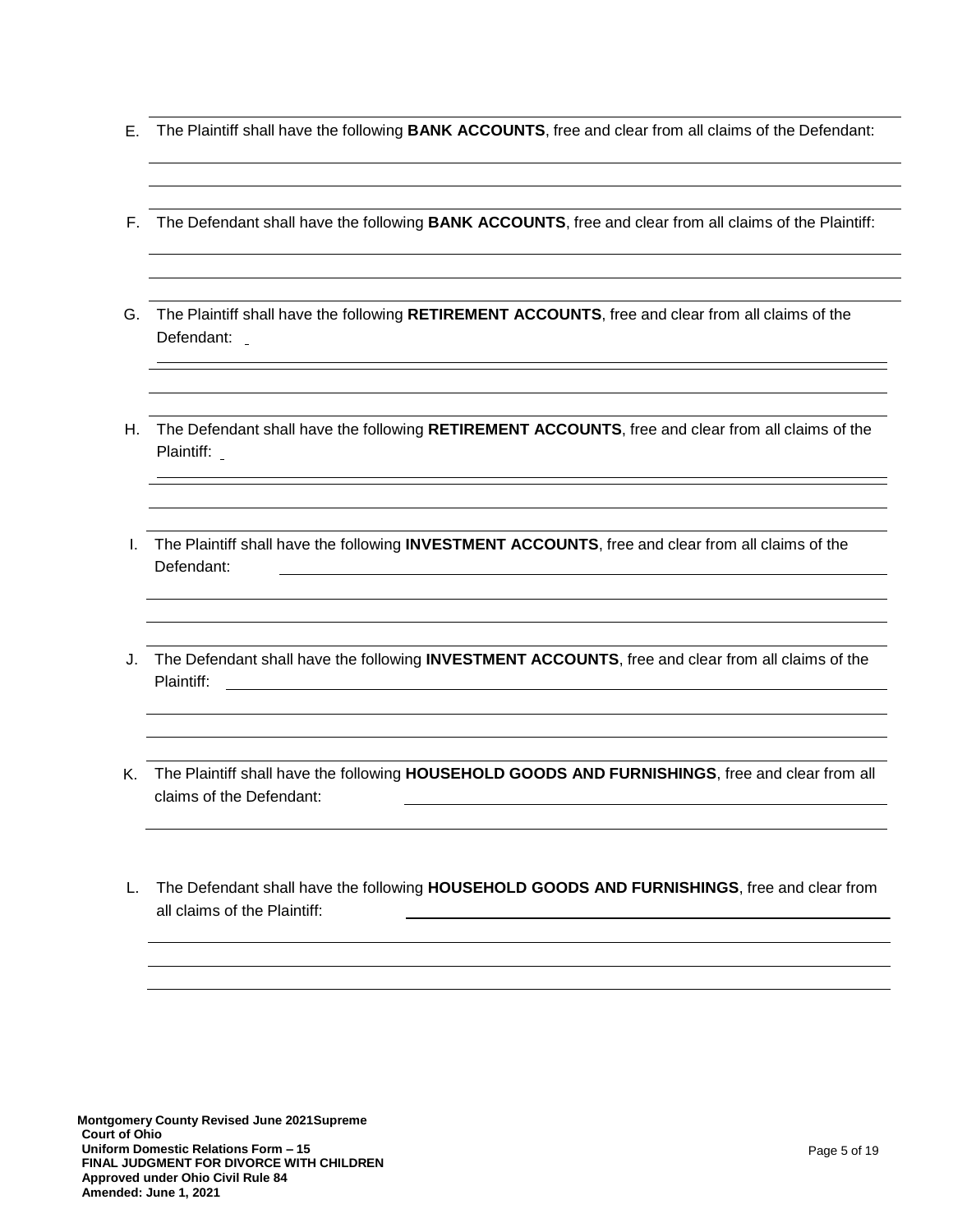E. The Plaintiff shall have the following **BANK ACCOUNTS**, free and clear from all claims of the Defendant:

F. The Defendant shall have the following **BANK ACCOUNTS**, free and clear from all claims of the Plaintiff:

G. The Plaintiff shall have the following **RETIREMENT ACCOUNTS**, free and clear from all claims of the Defendant:

H. The Defendant shall have the following **RETIREMENT ACCOUNTS**, free and clear from all claims of the Plaintiff:

I. The Plaintiff shall have the following **INVESTMENT ACCOUNTS**, free and clear from all claims of the Defendant:

J. The Defendant shall have the following **INVESTMENT ACCOUNTS**, free and clear from all claims of the Plaintiff:

K. The Plaintiff shall have the following **HOUSEHOLD GOODS AND FURNISHINGS**, free and clear from all claims of the Defendant:

L. The Defendant shall have the following **HOUSEHOLD GOODS AND FURNISHINGS**, free and clear from all claims of the Plaintiff: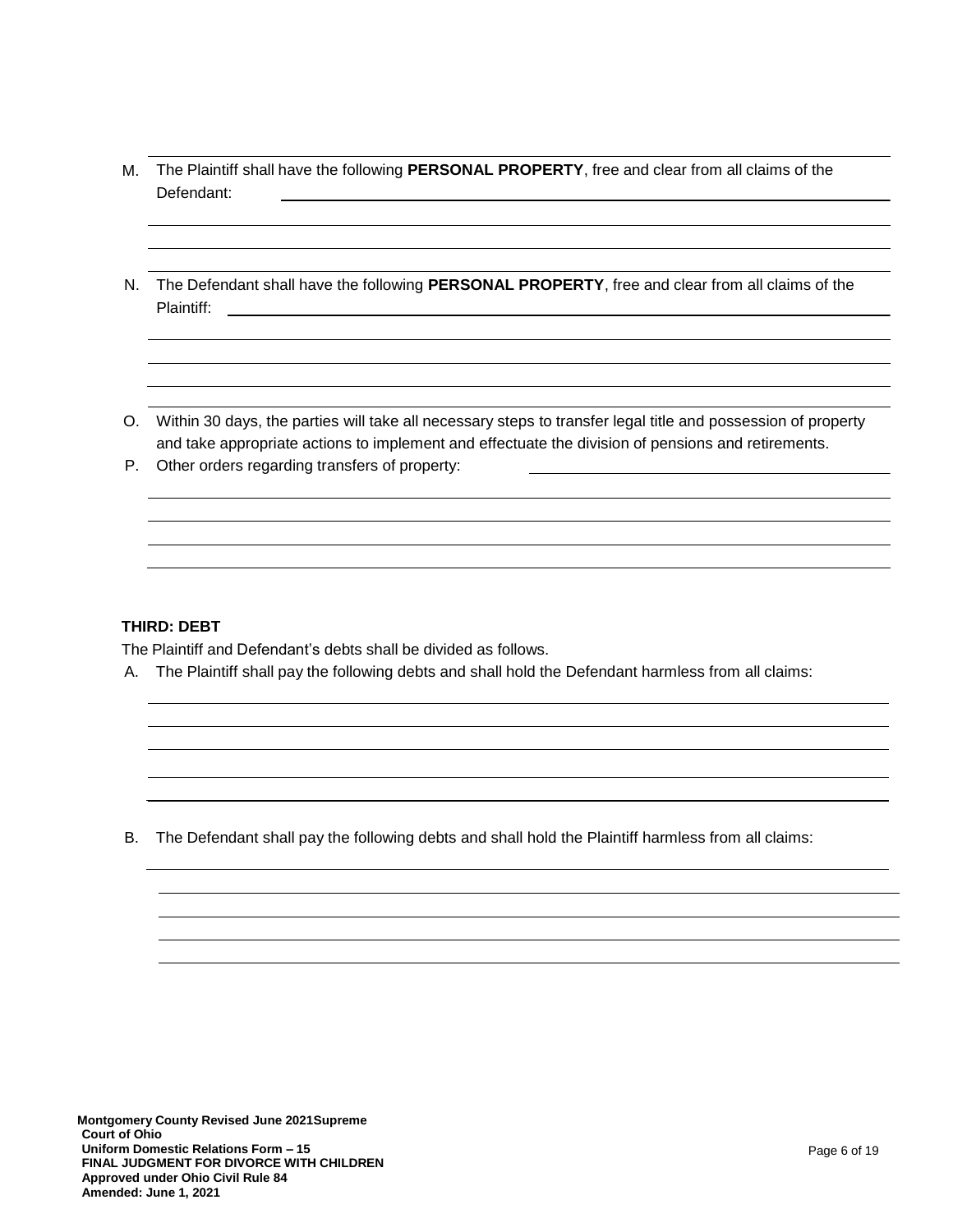M. The Plaintiff shall have the following **PERSONAL PROPERTY**, free and clear from all claims of the Defendant: ______________________________________________

______________________________________________

______________________________________________

N. The Defendant shall have the following **PERSONAL PROPERTY**, free and clear from all claims of the Plaintiff: ______________________________________________

______________________________________________

______________________________________________

______________________________________________

O. Within 30 days, the parties will take all necessary steps to transfer legal title and possession of property and take appropriate actions to implement and effectuate the division of pensions and retirements.

P. Other orders regarding transfers of property: ______________________________________________

______________________________________________

______________________________________________

______________________________________________

______________________________________________

**THIRD: DEBT**

The Plaintiff and Defendant's debts shall be divided as follows.

A. The Plaintiff shall pay the following debts and shall hold the Defendant harmless from all claims:

______________________________________________

______________________________________________

______________________________________________

______________________________________________

______________________________________________

B. The Defendant shall pay the following debts and shall hold the Plaintiff harmless from all claims:

______________________________________________

______________________________________________

______________________________________________

______________________________________________

______________________________________________

**Montgomery County Revised June 2021**
**Supreme Court of Ohio**
**Uniform Domestic Relations Form – 15**
**FINAL JUDGMENT FOR DIVORCE WITH CHILDREN**
**Approved under Ohio Civil Rule 84**
**Amended: June 1, 2021**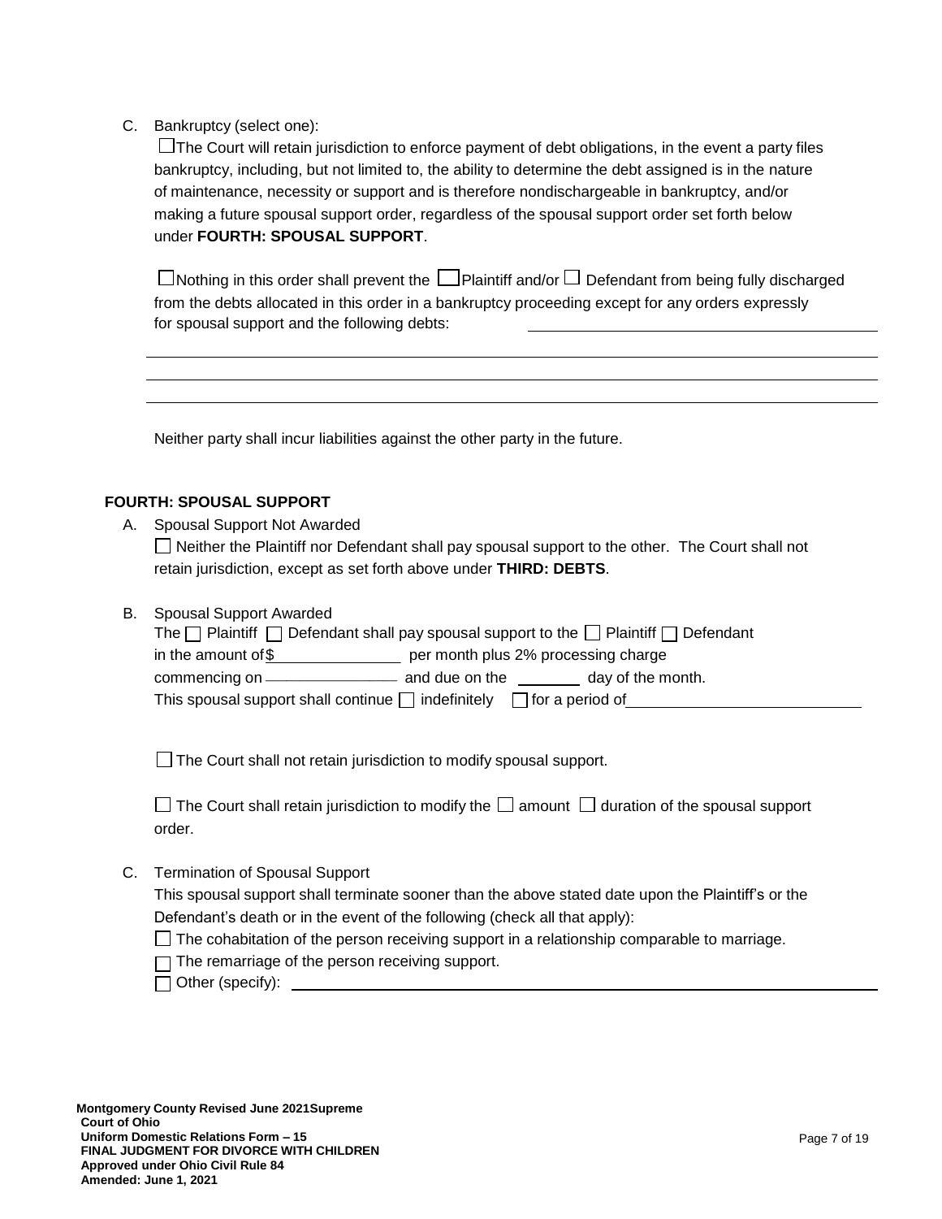C. Bankruptcy (select one):

☐ The Court will retain jurisdiction to enforce payment of debt obligations, in the event a party files bankruptcy, including, but not limited to, the ability to determine the debt assigned is in the nature of maintenance, necessity or support and is therefore nondischargeable in bankruptcy, and/or making a future spousal support order, regardless of the spousal support order set forth below under **FOURTH: SPOUSAL SUPPORT**.

☐ Nothing in this order shall prevent the ☐ Plaintiff and/or ☐ Defendant from being fully discharged from the debts allocated in this order in a bankruptcy proceeding except for any orders expressly for spousal support and the following debts: ______________________________

______________________________________________________________________________

______________________________________________________________________________

______________________________________________________________________________

Neither party shall incur liabilities against the other party in the future.

**FOURTH: SPOUSAL SUPPORT**

A. Spousal Support Not Awarded

☐ Neither the Plaintiff nor Defendant shall pay spousal support to the other. The Court shall not retain jurisdiction, except as set forth above under **THIRD: DEBTS**.

B. Spousal Support Awarded

The ☐ Plaintiff ☐ Defendant shall pay spousal support to the ☐ Plaintiff ☐ Defendant in the amount of $_______________ per month plus 2% processing charge commencing on _______________ and due on the _______ day of the month.

This spousal support shall continue ☐ indefinitely ☐ for a period of ___________________________

☐ The Court shall not retain jurisdiction to modify spousal support.

☐ The Court shall retain jurisdiction to modify the ☐ amount ☐ duration of the spousal support order.

C. Termination of Spousal Support

This spousal support shall terminate sooner than the above stated date upon the Plaintiff's or the Defendant's death or in the event of the following (check all that apply):

☐ The cohabitation of the person receiving support in a relationship comparable to marriage.

☐ The remarriage of the person receiving support.

☐ Other (specify): ______________________________________________________________

**Montgomery County Revised June 2021 Supreme Court of Ohio**
**Uniform Domestic Relations Form – 15**
**FINAL JUDGMENT FOR DIVORCE WITH CHILDREN**
**Approved under Ohio Civil Rule 84**
**Amended: June 1, 2021**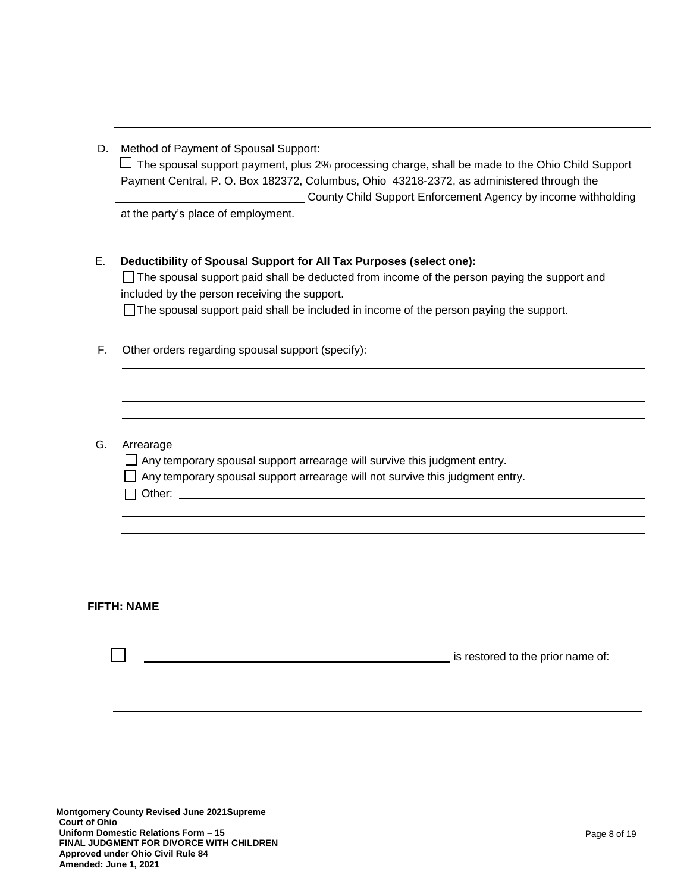______________________________________________________________________________

D. Method of Payment of Spousal Support:

☐ The spousal support payment, plus 2% processing charge, shall be made to the Ohio Child Support Payment Central, P. O. Box 182372, Columbus, Ohio 43218-2372, as administered through the ______________________ County Child Support Enforcement Agency by income withholding at the party's place of employment.

E. **Deductibility of Spousal Support for All Tax Purposes (select one):**

☐ The spousal support paid shall be deducted from income of the person paying the support and included by the person receiving the support.

☐ The spousal support paid shall be included in income of the person paying the support.

F. Other orders regarding spousal support (specify):

______________________________________________________________________________
______________________________________________________________________________
______________________________________________________________________________
______________________________________________________________________________

G. Arrearage

☐ Any temporary spousal support arrearage will survive this judgment entry.

☐ Any temporary spousal support arrearage will not survive this judgment entry.

☐ Other: ______________________________________________________________________
______________________________________________________________________________
______________________________________________________________________________

**FIFTH: NAME**

☐ ________________________________________ is restored to the prior name of:

______________________________________________________________________________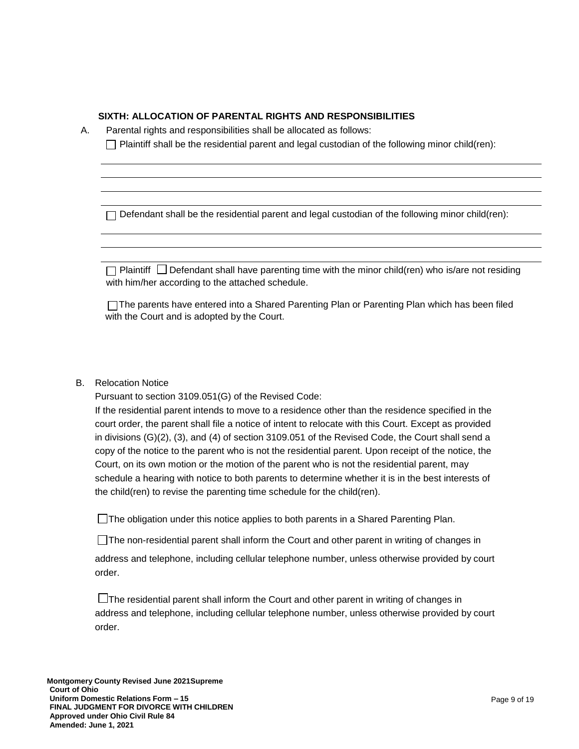**SIXTH: ALLOCATION OF PARENTAL RIGHTS AND RESPONSIBILITIES**

A. Parental rights and responsibilities shall be allocated as follows:

☐ Plaintiff shall be the residential parent and legal custodian of the following minor child(ren):

\_\_\_\_\_\_\_\_\_\_\_\_\_\_\_\_\_\_\_\_\_\_\_\_\_\_\_\_\_\_\_\_\_\_\_\_\_\_\_\_\_\_\_\_\_\_\_\_\_\_\_\_\_\_\_\_\_\_\_\_\_\_\_\_\_\_\_\_\_\_\_\_

\_\_\_\_\_\_\_\_\_\_\_\_\_\_\_\_\_\_\_\_\_\_\_\_\_\_\_\_\_\_\_\_\_\_\_\_\_\_\_\_\_\_\_\_\_\_\_\_\_\_\_\_\_\_\_\_\_\_\_\_\_\_\_\_\_\_\_\_\_\_\_\_

\_\_\_\_\_\_\_\_\_\_\_\_\_\_\_\_\_\_\_\_\_\_\_\_\_\_\_\_\_\_\_\_\_\_\_\_\_\_\_\_\_\_\_\_\_\_\_\_\_\_\_\_\_\_\_\_\_\_\_\_\_\_\_\_\_\_\_\_\_\_\_\_

\_\_\_\_\_\_\_\_\_\_\_\_\_\_\_\_\_\_\_\_\_\_\_\_\_\_\_\_\_\_\_\_\_\_\_\_\_\_\_\_\_\_\_\_\_\_\_\_\_\_\_\_\_\_\_\_\_\_\_\_\_\_\_\_\_\_\_\_\_\_\_\_

☐ Defendant shall be the residential parent and legal custodian of the following minor child(ren):

\_\_\_\_\_\_\_\_\_\_\_\_\_\_\_\_\_\_\_\_\_\_\_\_\_\_\_\_\_\_\_\_\_\_\_\_\_\_\_\_\_\_\_\_\_\_\_\_\_\_\_\_\_\_\_\_\_\_\_\_\_\_\_\_\_\_\_\_\_\_\_\_

\_\_\_\_\_\_\_\_\_\_\_\_\_\_\_\_\_\_\_\_\_\_\_\_\_\_\_\_\_\_\_\_\_\_\_\_\_\_\_\_\_\_\_\_\_\_\_\_\_\_\_\_\_\_\_\_\_\_\_\_\_\_\_\_\_\_\_\_\_\_\_\_

\_\_\_\_\_\_\_\_\_\_\_\_\_\_\_\_\_\_\_\_\_\_\_\_\_\_\_\_\_\_\_\_\_\_\_\_\_\_\_\_\_\_\_\_\_\_\_\_\_\_\_\_\_\_\_\_\_\_\_\_\_\_\_\_\_\_\_\_\_\_\_\_

☐ Plaintiff ☐ Defendant shall have parenting time with the minor child(ren) who is/are not residing with him/her according to the attached schedule.

☐ The parents have entered into a Shared Parenting Plan or Parenting Plan which has been filed with the Court and is adopted by the Court.

B. Relocation Notice

Pursuant to section 3109.051(G) of the Revised Code:

If the residential parent intends to move to a residence other than the residence specified in the court order, the parent shall file a notice of intent to relocate with this Court. Except as provided in divisions (G)(2), (3), and (4) of section 3109.051 of the Revised Code, the Court shall send a copy of the notice to the parent who is not the residential parent. Upon receipt of the notice, the Court, on its own motion or the motion of the parent who is not the residential parent, may schedule a hearing with notice to both parents to determine whether it is in the best interests of the child(ren) to revise the parenting time schedule for the child(ren).

☐ The obligation under this notice applies to both parents in a Shared Parenting Plan.

☐ The non-residential parent shall inform the Court and other parent in writing of changes in address and telephone, including cellular telephone number, unless otherwise provided by court order.

☐ The residential parent shall inform the Court and other parent in writing of changes in address and telephone, including cellular telephone number, unless otherwise provided by court order.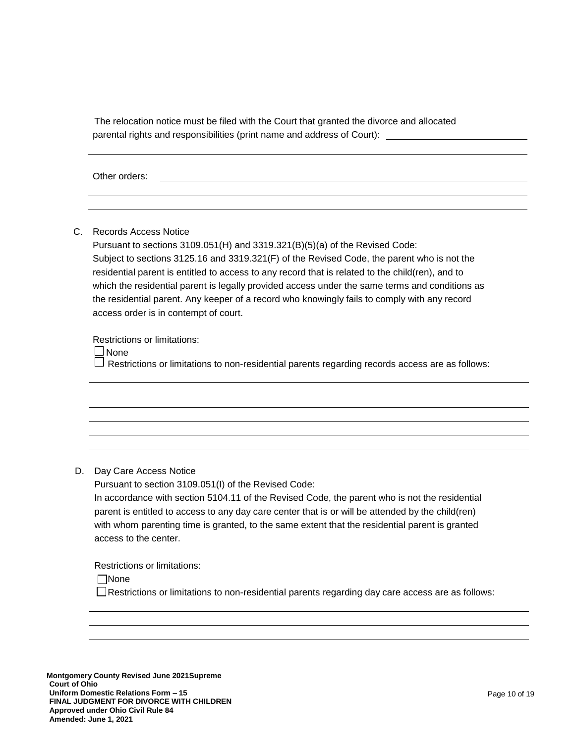The relocation notice must be filed with the Court that granted the divorce and allocated parental rights and responsibilities (print name and address of Court): ______________________________

______________________________________________________________________________

Other orders: ________________________________________________________________

______________________________________________________________________________

______________________________________________________________________________

C. Records Access Notice

Pursuant to sections 3109.051(H) and 3319.321(B)(5)(a) of the Revised Code:
Subject to sections 3125.16 and 3319.321(F) of the Revised Code, the parent who is not the residential parent is entitled to access to any record that is related to the child(ren), and to which the residential parent is legally provided access under the same terms and conditions as the residential parent. Any keeper of a record who knowingly fails to comply with any record access order is in contempt of court.

Restrictions or limitations:

☐ None

☐ Restrictions or limitations to non-residential parents regarding records access are as follows:

______________________________________________________________________________

______________________________________________________________________________

______________________________________________________________________________

______________________________________________________________________________

______________________________________________________________________________

D. Day Care Access Notice

Pursuant to section 3109.051(I) of the Revised Code:
In accordance with section 5104.11 of the Revised Code, the parent who is not the residential parent is entitled to access to any day care center that is or will be attended by the child(ren) with whom parenting time is granted, to the same extent that the residential parent is granted access to the center.

Restrictions or limitations:

☐ None

☐ Restrictions or limitations to non-residential parents regarding day care access are as follows:

______________________________________________________________________________

______________________________________________________________________________

______________________________________________________________________________

**Montgomery County Revised June 2021**
**Supreme Court of Ohio**
**Uniform Domestic Relations Form – 15**
**FINAL JUDGMENT FOR DIVORCE WITH CHILDREN**
**Approved under Ohio Civil Rule 84**
**Amended: June 1, 2021**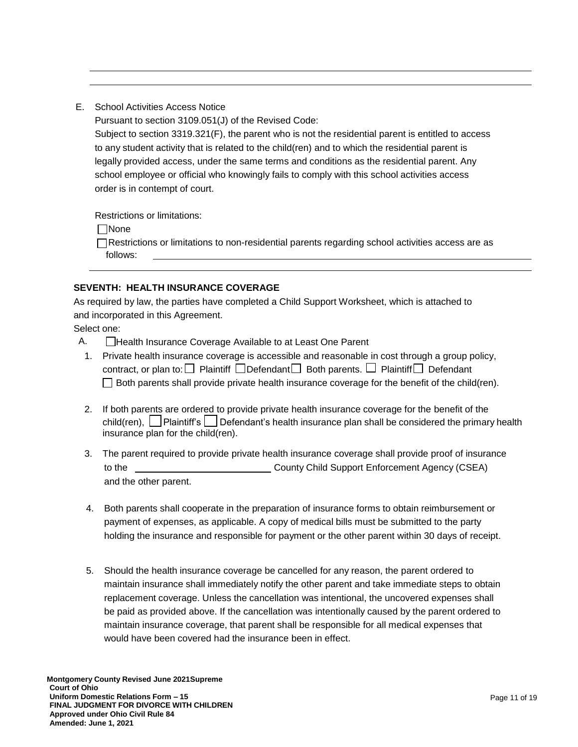E. School Activities Access Notice

Pursuant to section 3109.051(J) of the Revised Code:

Subject to section 3319.321(F), the parent who is not the residential parent is entitled to access to any student activity that is related to the child(ren) and to which the residential parent is legally provided access, under the same terms and conditions as the residential parent. Any school employee or official who knowingly fails to comply with this school activities access order is in contempt of court.

Restrictions or limitations:

☐ None

☐ Restrictions or limitations to non-residential parents regarding school activities access are as follows: ______________________________________________________________

______________________________________________________________

**SEVENTH: HEALTH INSURANCE COVERAGE**

As required by law, the parties have completed a Child Support Worksheet, which is attached to and incorporated in this Agreement.

Select one:

A. ☐ Health Insurance Coverage Available to at Least One Parent

1. Private health insurance coverage is accessible and reasonable in cost through a group policy, contract, or plan to: ☐ Plaintiff ☐ Defendant ☐ Both parents. ☐ Plaintiff ☐ Defendant ☐ Both parents shall provide private health insurance coverage for the benefit of the child(ren).

2. If both parents are ordered to provide private health insurance coverage for the benefit of the child(ren), ☐ Plaintiff's ☐ Defendant's health insurance plan shall be considered the primary health insurance plan for the child(ren).

3. The parent required to provide private health insurance coverage shall provide proof of insurance to the ______________________ County Child Support Enforcement Agency (CSEA) and the other parent.

4. Both parents shall cooperate in the preparation of insurance forms to obtain reimbursement or payment of expenses, as applicable. A copy of medical bills must be submitted to the party holding the insurance and responsible for payment or the other parent within 30 days of receipt.

5. Should the health insurance coverage be cancelled for any reason, the parent ordered to maintain insurance shall immediately notify the other parent and take immediate steps to obtain replacement coverage. Unless the cancellation was intentional, the uncovered expenses shall be paid as provided above. If the cancellation was intentionally caused by the parent ordered to maintain insurance coverage, that parent shall be responsible for all medical expenses that would have been covered had the insurance been in effect.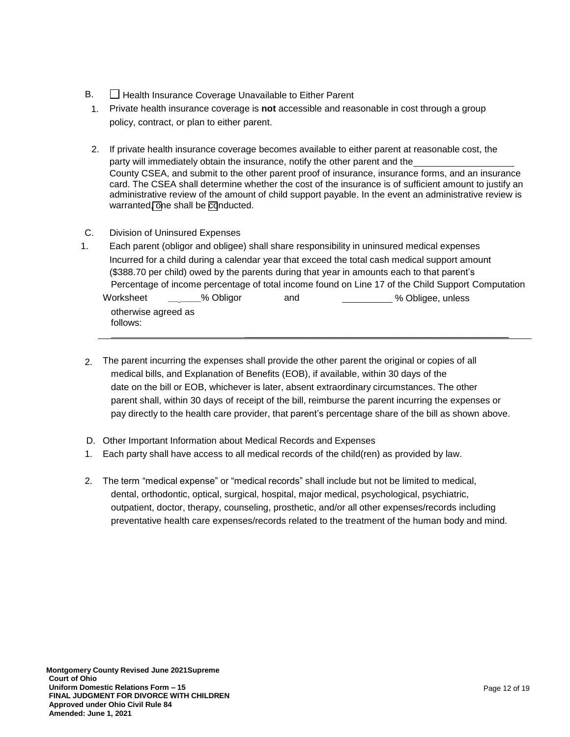B. ☐ Health Insurance Coverage Unavailable to Either Parent

1. Private health insurance coverage is **not** accessible and reasonable in cost through a group policy, contract, or plan to either parent.

2. If private health insurance coverage becomes available to either parent at reasonable cost, the party will immediately obtain the insurance, notify the other parent and the\_\_\_\_\_\_\_\_\_\_\_\_\_\_\_\_\_\_\_\_ County CSEA, and submit to the other parent proof of insurance, insurance forms, and an insurance card. The CSEA shall determine whether the cost of the insurance is of sufficient amount to justify an administrative review of the amount of child support payable. In the event an administrative review is warranted, one shall be conducted.

C. Division of Uninsured Expenses

1. Each parent (obligor and obligee) shall share responsibility in uninsured medical expenses Incurred for a child during a calendar year that exceed the total cash medical support amount ($388.70 per child) owed by the parents during that year in amounts each to that parent's Percentage of income percentage of total income found on Line 17 of the Child Support Computation Worksheet \_\_\_\_\_\_% Obligor and \_\_\_\_\_\_\_\_\_\_ % Obligee, unless otherwise agreed as follows:

\_\_\_\_\_\_\_\_\_\_\_\_\_\_\_\_\_\_\_\_\_\_\_\_\_\_\_\_\_\_\_\_\_\_\_\_\_\_\_\_\_\_\_\_\_\_\_\_\_\_\_\_\_\_\_\_\_\_\_\_\_\_\_\_\_\_\_\_\_\_\_\_\_\_\_\_

2. The parent incurring the expenses shall provide the other parent the original or copies of all medical bills, and Explanation of Benefits (EOB), if available, within 30 days of the date on the bill or EOB, whichever is later, absent extraordinary circumstances. The other parent shall, within 30 days of receipt of the bill, reimburse the parent incurring the expenses or pay directly to the health care provider, that parent's percentage share of the bill as shown above.

D. Other Important Information about Medical Records and Expenses

1. Each party shall have access to all medical records of the child(ren) as provided by law.

2. The term "medical expense" or "medical records" shall include but not be limited to medical, dental, orthodontic, optical, surgical, hospital, major medical, psychological, psychiatric, outpatient, doctor, therapy, counseling, prosthetic, and/or all other expenses/records including preventative health care expenses/records related to the treatment of the human body and mind.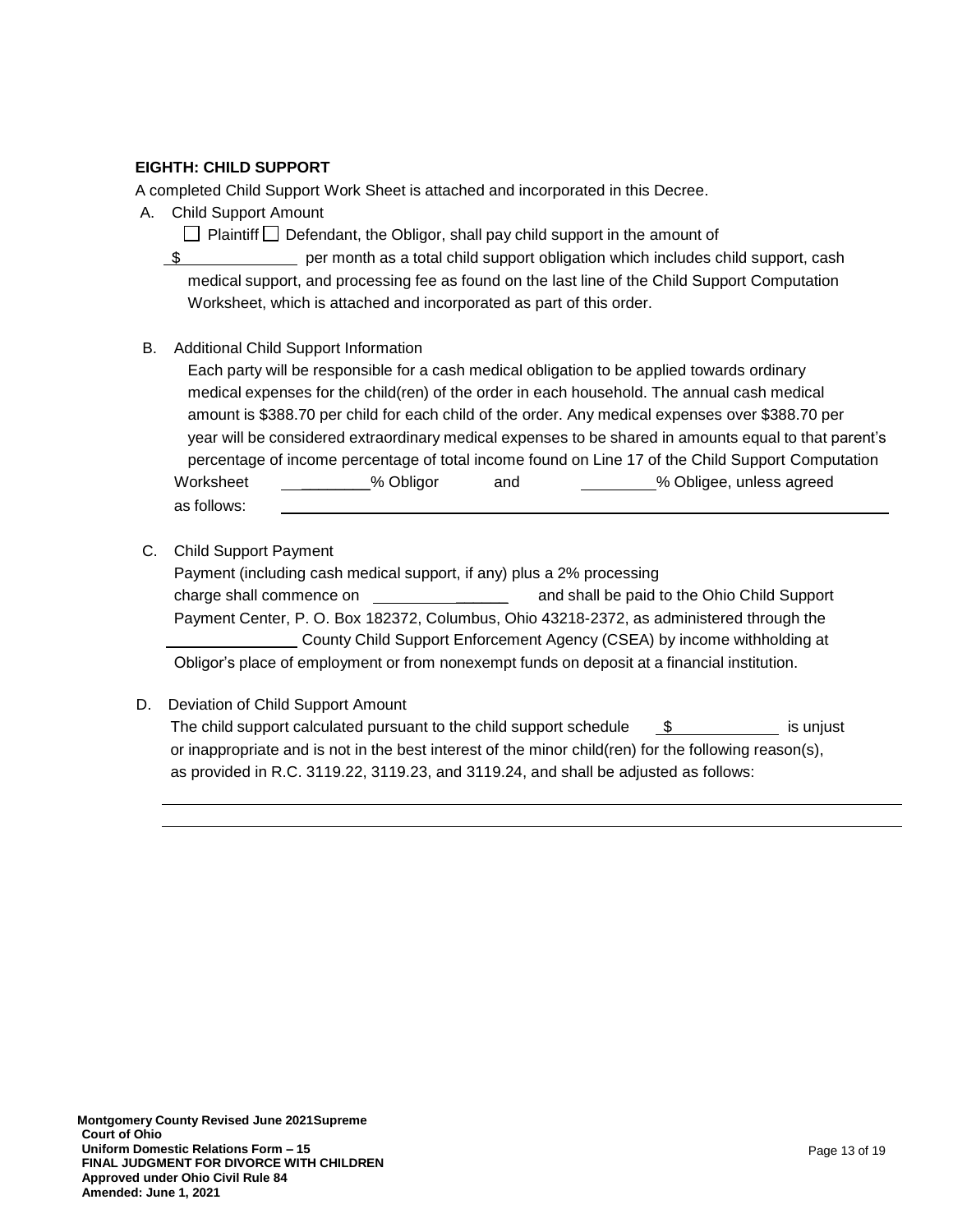**EIGHTH: CHILD SUPPORT**

A completed Child Support Work Sheet is attached and incorporated in this Decree.

A. Child Support Amount

☐ Plaintiff ☐ Defendant, the Obligor, shall pay child support in the amount of $\_\_\_\_\_\_\_\_\_\_\_\_ per month as a total child support obligation which includes child support, cash medical support, and processing fee as found on the last line of the Child Support Computation Worksheet, which is attached and incorporated as part of this order.

B. Additional Child Support Information

Each party will be responsible for a cash medical obligation to be applied towards ordinary medical expenses for the child(ren) of the order in each household. The annual cash medical amount is $388.70 per child for each child of the order. Any medical expenses over $388.70 per year will be considered extraordinary medical expenses to be shared in amounts equal to that parent's percentage of income percentage of total income found on Line 17 of the Child Support Computation Worksheet \_\_\_\_\_\_\_\_% Obligor and \_\_\_\_\_\_\_\_% Obligee, unless agreed as follows: \_\_\_\_\_\_\_\_\_\_\_\_\_\_\_\_\_\_\_\_\_\_\_\_\_\_\_\_\_\_\_\_\_\_\_\_\_\_\_\_\_\_\_\_\_\_\_\_

C. Child Support Payment

Payment (including cash medical support, if any) plus a 2% processing charge shall commence on \_\_\_\_\_\_\_\_\_\_\_\_\_\_\_\_ and shall be paid to the Ohio Child Support Payment Center, P. O. Box 182372, Columbus, Ohio 43218-2372, as administered through the \_\_\_\_\_\_\_\_\_\_\_\_\_\_ County Child Support Enforcement Agency (CSEA) by income withholding at Obligor's place of employment or from nonexempt funds on deposit at a financial institution.

D. Deviation of Child Support Amount

The child support calculated pursuant to the child support schedule $\_\_\_\_\_\_\_\_\_\_\_\_ is unjust or inappropriate and is not in the best interest of the minor child(ren) for the following reason(s), as provided in R.C. 3119.22, 3119.23, and 3119.24, and shall be adjusted as follows:

\_\_\_\_\_\_\_\_\_\_\_\_\_\_\_\_\_\_\_\_\_\_\_\_\_\_\_\_\_\_\_\_\_\_\_\_\_\_\_\_\_\_\_\_\_\_\_\_\_\_\_\_\_\_\_\_\_\_\_\_\_\_\_\_\_\_\_\_\_\_

\_\_\_\_\_\_\_\_\_\_\_\_\_\_\_\_\_\_\_\_\_\_\_\_\_\_\_\_\_\_\_\_\_\_\_\_\_\_\_\_\_\_\_\_\_\_\_\_\_\_\_\_\_\_\_\_\_\_\_\_\_\_\_\_\_\_\_\_\_\_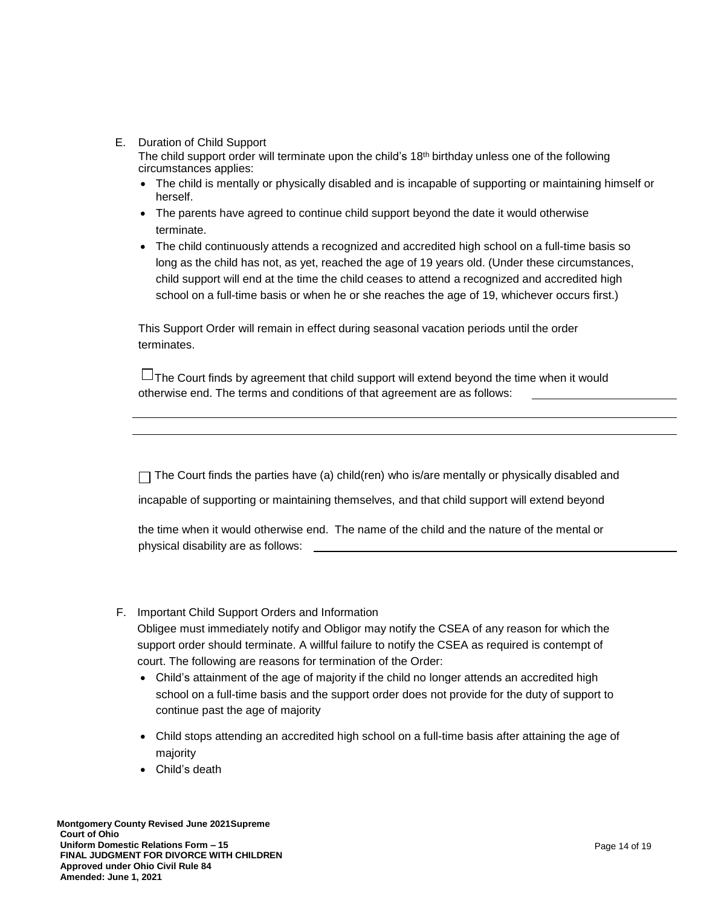E. Duration of Child Support

The child support order will terminate upon the child's 18th birthday unless one of the following circumstances applies:

- The child is mentally or physically disabled and is incapable of supporting or maintaining himself or herself.
- The parents have agreed to continue child support beyond the date it would otherwise terminate.
- The child continuously attends a recognized and accredited high school on a full-time basis so long as the child has not, as yet, reached the age of 19 years old. (Under these circumstances, child support will end at the time the child ceases to attend a recognized and accredited high school on a full-time basis or when he or she reaches the age of 19, whichever occurs first.)

This Support Order will remain in effect during seasonal vacation periods until the order terminates.

☐ The Court finds by agreement that child support will extend beyond the time when it would otherwise end. The terms and conditions of that agreement are as follows: ______________________

___________________________________________________________________________

___________________________________________________________________________

☐ The Court finds the parties have (a) child(ren) who is/are mentally or physically disabled and incapable of supporting or maintaining themselves, and that child support will extend beyond the time when it would otherwise end. The name of the child and the nature of the mental or physical disability are as follows: ______________________________________________

F. Important Child Support Orders and Information

Obligee must immediately notify and Obligor may notify the CSEA of any reason for which the support order should terminate. A willful failure to notify the CSEA as required is contempt of court. The following are reasons for termination of the Order:

- Child's attainment of the age of majority if the child no longer attends an accredited high school on a full-time basis and the support order does not provide for the duty of support to continue past the age of majority
- Child stops attending an accredited high school on a full-time basis after attaining the age of majority
- Child's death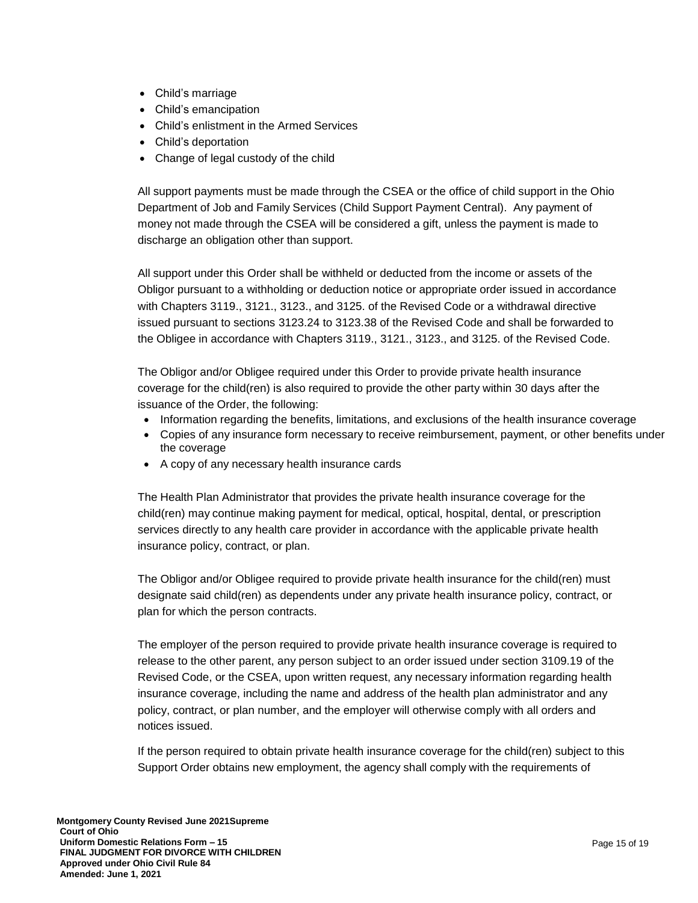- Child's marriage
- Child's emancipation
- Child's enlistment in the Armed Services
- Child's deportation
- Change of legal custody of the child

All support payments must be made through the CSEA or the office of child support in the Ohio Department of Job and Family Services (Child Support Payment Central). Any payment of money not made through the CSEA will be considered a gift, unless the payment is made to discharge an obligation other than support.

All support under this Order shall be withheld or deducted from the income or assets of the Obligor pursuant to a withholding or deduction notice or appropriate order issued in accordance with Chapters 3119., 3121., 3123., and 3125. of the Revised Code or a withdrawal directive issued pursuant to sections 3123.24 to 3123.38 of the Revised Code and shall be forwarded to the Obligee in accordance with Chapters 3119., 3121., 3123., and 3125. of the Revised Code.

The Obligor and/or Obligee required under this Order to provide private health insurance coverage for the child(ren) is also required to provide the other party within 30 days after the issuance of the Order, the following:

- Information regarding the benefits, limitations, and exclusions of the health insurance coverage
- Copies of any insurance form necessary to receive reimbursement, payment, or other benefits under the coverage
- A copy of any necessary health insurance cards

The Health Plan Administrator that provides the private health insurance coverage for the child(ren) may continue making payment for medical, optical, hospital, dental, or prescription services directly to any health care provider in accordance with the applicable private health insurance policy, contract, or plan.

The Obligor and/or Obligee required to provide private health insurance for the child(ren) must designate said child(ren) as dependents under any private health insurance policy, contract, or plan for which the person contracts.

The employer of the person required to provide private health insurance coverage is required to release to the other parent, any person subject to an order issued under section 3109.19 of the Revised Code, or the CSEA, upon written request, any necessary information regarding health insurance coverage, including the name and address of the health plan administrator and any policy, contract, or plan number, and the employer will otherwise comply with all orders and notices issued.

If the person required to obtain private health insurance coverage for the child(ren) subject to this Support Order obtains new employment, the agency shall comply with the requirements of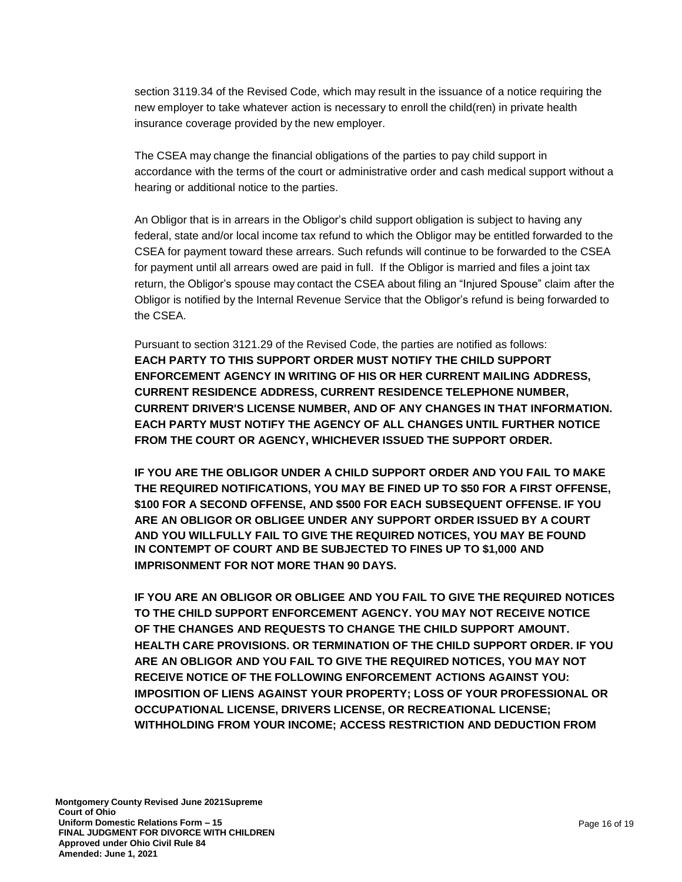section 3119.34 of the Revised Code, which may result in the issuance of a notice requiring the new employer to take whatever action is necessary to enroll the child(ren) in private health insurance coverage provided by the new employer.

The CSEA may change the financial obligations of the parties to pay child support in accordance with the terms of the court or administrative order and cash medical support without a hearing or additional notice to the parties.

An Obligor that is in arrears in the Obligor's child support obligation is subject to having any federal, state and/or local income tax refund to which the Obligor may be entitled forwarded to the CSEA for payment toward these arrears. Such refunds will continue to be forwarded to the CSEA for payment until all arrears owed are paid in full. If the Obligor is married and files a joint tax return, the Obligor's spouse may contact the CSEA about filing an "Injured Spouse" claim after the Obligor is notified by the Internal Revenue Service that the Obligor's refund is being forwarded to the CSEA.

Pursuant to section 3121.29 of the Revised Code, the parties are notified as follows:
**EACH PARTY TO THIS SUPPORT ORDER MUST NOTIFY THE CHILD SUPPORT ENFORCEMENT AGENCY IN WRITING OF HIS OR HER CURRENT MAILING ADDRESS, CURRENT RESIDENCE ADDRESS, CURRENT RESIDENCE TELEPHONE NUMBER, CURRENT DRIVER'S LICENSE NUMBER, AND OF ANY CHANGES IN THAT INFORMATION. EACH PARTY MUST NOTIFY THE AGENCY OF ALL CHANGES UNTIL FURTHER NOTICE FROM THE COURT OR AGENCY, WHICHEVER ISSUED THE SUPPORT ORDER.**

**IF YOU ARE THE OBLIGOR UNDER A CHILD SUPPORT ORDER AND YOU FAIL TO MAKE THE REQUIRED NOTIFICATIONS, YOU MAY BE FINED UP TO $50 FOR A FIRST OFFENSE, $100 FOR A SECOND OFFENSE, AND $500 FOR EACH SUBSEQUENT OFFENSE. IF YOU ARE AN OBLIGOR OR OBLIGEE UNDER ANY SUPPORT ORDER ISSUED BY A COURT AND YOU WILLFULLY FAIL TO GIVE THE REQUIRED NOTICES, YOU MAY BE FOUND IN CONTEMPT OF COURT AND BE SUBJECTED TO FINES UP TO $1,000 AND IMPRISONMENT FOR NOT MORE THAN 90 DAYS.**

**IF YOU ARE AN OBLIGOR OR OBLIGEE AND YOU FAIL TO GIVE THE REQUIRED NOTICES TO THE CHILD SUPPORT ENFORCEMENT AGENCY. YOU MAY NOT RECEIVE NOTICE OF THE CHANGES AND REQUESTS TO CHANGE THE CHILD SUPPORT AMOUNT. HEALTH CARE PROVISIONS. OR TERMINATION OF THE CHILD SUPPORT ORDER. IF YOU ARE AN OBLIGOR AND YOU FAIL TO GIVE THE REQUIRED NOTICES, YOU MAY NOT RECEIVE NOTICE OF THE FOLLOWING ENFORCEMENT ACTIONS AGAINST YOU: IMPOSITION OF LIENS AGAINST YOUR PROPERTY; LOSS OF YOUR PROFESSIONAL OR OCCUPATIONAL LICENSE, DRIVERS LICENSE, OR RECREATIONAL LICENSE; WITHHOLDING FROM YOUR INCOME; ACCESS RESTRICTION AND DEDUCTION FROM**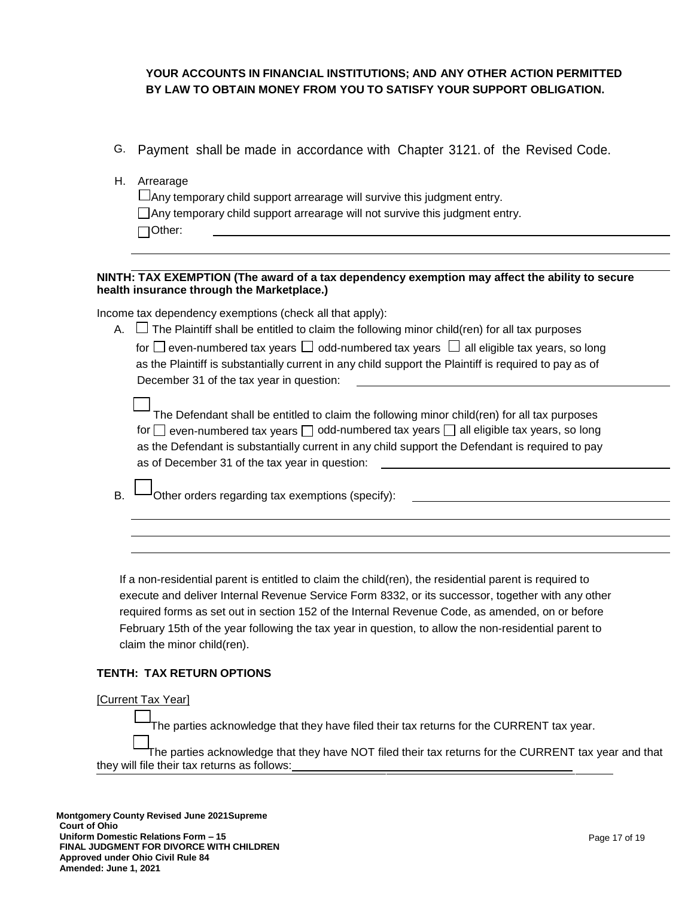**YOUR ACCOUNTS IN FINANCIAL INSTITUTIONS; AND ANY OTHER ACTION PERMITTED BY LAW TO OBTAIN MONEY FROM YOU TO SATISFY YOUR SUPPORT OBLIGATION.**

G. Payment shall be made in accordance with Chapter 3121. of the Revised Code.

H. Arrearage

☐ Any temporary child support arrearage will survive this judgment entry.

☐ Any temporary child support arrearage will not survive this judgment entry.

☐ Other: ____________________________________________

____________________________________________

____________________________________________

**NINTH: TAX EXEMPTION (The award of a tax dependency exemption may affect the ability to secure health insurance through the Marketplace.)**

Income tax dependency exemptions (check all that apply):

A. ☐ The Plaintiff shall be entitled to claim the following minor child(ren) for all tax purposes for ☐ even-numbered tax years ☐ odd-numbered tax years ☐ all eligible tax years, so long as the Plaintiff is substantially current in any child support the Plaintiff is required to pay as of December 31 of the tax year in question: ____________________

☐ The Defendant shall be entitled to claim the following minor child(ren) for all tax purposes for ☐ even-numbered tax years ☐ odd-numbered tax years ☐ all eligible tax years, so long as the Defendant is substantially current in any child support the Defendant is required to pay as of December 31 of the tax year in question: ____________________

B. ☐ Other orders regarding tax exemptions (specify): ____________________

____________________________________________

____________________________________________

____________________________________________

If a non-residential parent is entitled to claim the child(ren), the residential parent is required to execute and deliver Internal Revenue Service Form 8332, or its successor, together with any other required forms as set out in section 152 of the Internal Revenue Code, as amended, on or before February 15th of the year following the tax year in question, to allow the non-residential parent to claim the minor child(ren).

**TENTH: TAX RETURN OPTIONS**

[Current Tax Year]

☐ The parties acknowledge that they have filed their tax returns for the CURRENT tax year.

☐ The parties acknowledge that they have NOT filed their tax returns for the CURRENT tax year and that they will file their tax returns as follows: ____________________________________________

**Montgomery County Revised June 2021 Supreme Court of Ohio**
**Uniform Domestic Relations Form – 15**
**FINAL JUDGMENT FOR DIVORCE WITH CHILDREN**
**Approved under Ohio Civil Rule 84**
**Amended: June 1, 2021**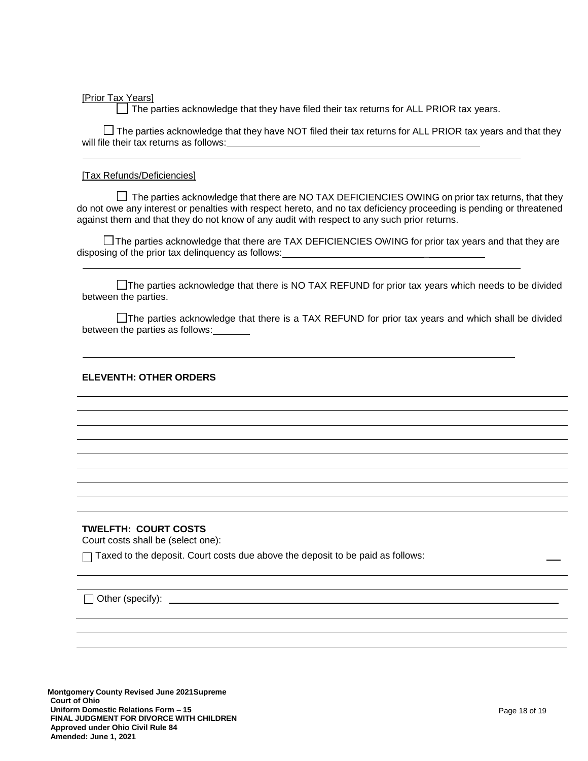[Prior Tax Years]

☐ The parties acknowledge that they have filed their tax returns for ALL PRIOR tax years.

☐ The parties acknowledge that they have NOT filed their tax returns for ALL PRIOR tax years and that they will file their tax returns as follows: ______________________________________________

______________________________________________________________________________

[Tax Refunds/Deficiencies]

☐ The parties acknowledge that there are NO TAX DEFICIENCIES OWING on prior tax returns, that they do not owe any interest or penalties with respect hereto, and no tax deficiency proceeding is pending or threatened against them and that they do not know of any audit with respect to any such prior returns.

☐ The parties acknowledge that there are TAX DEFICIENCIES OWING for prior tax years and that they are disposing of the prior tax delinquency as follows: ______________________________________

______________________________________________________________________________

☐ The parties acknowledge that there is NO TAX REFUND for prior tax years which needs to be divided between the parties.

☐ The parties acknowledge that there is a TAX REFUND for prior tax years and which shall be divided between the parties as follows: _______

______________________________________________________________________________

**ELEVENTH: OTHER ORDERS**

______________________________________________________________________________

______________________________________________________________________________

______________________________________________________________________________

______________________________________________________________________________

______________________________________________________________________________

______________________________________________________________________________

______________________________________________________________________________

______________________________________________________________________________

______________________________________________________________________________

**TWELFTH: COURT COSTS**

Court costs shall be (select one):

☐ Taxed to the deposit. Court costs due above the deposit to be paid as follows: ___

______________________________________________________________________________

______________________________________________________________________________

☐ Other (specify): _____________________________________________________________

______________________________________________________________________________

______________________________________________________________________________

______________________________________________________________________________

**Montgomery County Revised June 2021 Supreme Court of Ohio**
**Uniform Domestic Relations Form – 15**
**FINAL JUDGMENT FOR DIVORCE WITH CHILDREN**
**Approved under Ohio Civil Rule 84**
**Amended: June 1, 2021**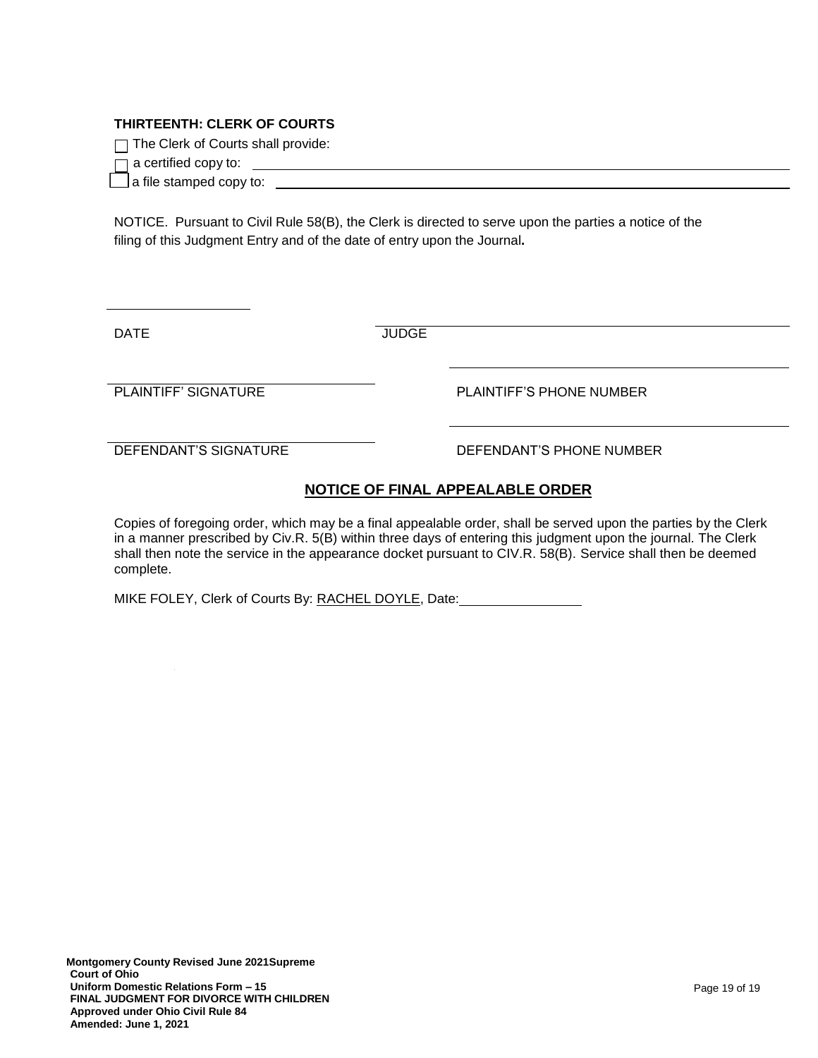**THIRTEENTH: CLERK OF COURTS**

☐ The Clerk of Courts shall provide:

☐ a certified copy to: ______________________________

☐ a file stamped copy to: ______________________________

NOTICE. Pursuant to Civil Rule 58(B), the Clerk is directed to serve upon the parties a notice of the filing of this Judgment Entry and of the date of entry upon the Journal**.**

______________________

DATE JUDGE ______________________________

______________________________ ______________________________

PLAINTIFF' SIGNATURE PLAINTIFF'S PHONE NUMBER

______________________________ ______________________________

DEFENDANT'S SIGNATURE DEFENDANT'S PHONE NUMBER

## NOTICE OF FINAL APPEALABLE ORDER

Copies of foregoing order, which may be a final appealable order, shall be served upon the parties by the Clerk in a manner prescribed by Civ.R. 5(B) within three days of entering this judgment upon the journal. The Clerk shall then note the service in the appearance docket pursuant to CIV.R. 58(B). Service shall then be deemed complete.

MIKE FOLEY, Clerk of Courts By: RACHEL DOYLE, Date: ______________

**Montgomery County Revised June 2021Supreme Court of Ohio**
**Uniform Domestic Relations Form – 15**
**FINAL JUDGMENT FOR DIVORCE WITH CHILDREN**
**Approved under Ohio Civil Rule 84**
**Amended: June 1, 2021**